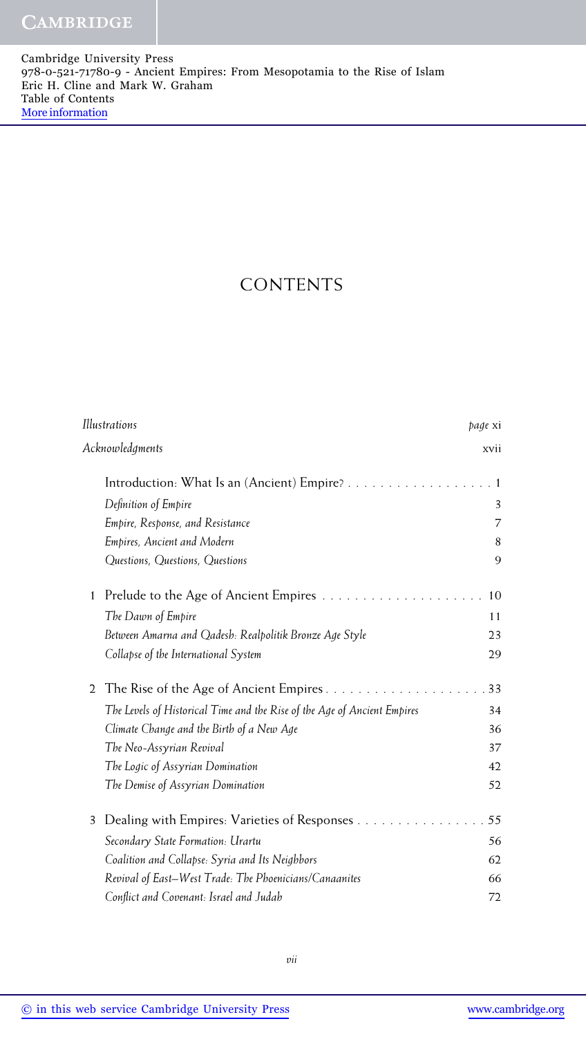# CONTENTS

| | | |
|---|---|---|
| *Illustrations* | | *page* xi |
| *Acknowledgments* | | xvii |
| | Introduction: What Is an (Ancient) Empire? | 1 |
| | *Definition of Empire* | 3 |
| | *Empire, Response, and Resistance* | 7 |
| | *Empires, Ancient and Modern* | 8 |
| | *Questions, Questions, Questions* | 9 |
| 1 | Prelude to the Age of Ancient Empires | 10 |
| | *The Dawn of Empire* | 11 |
| | *Between Amarna and Qadesh: Realpolitik Bronze Age Style* | 23 |
| | *Collapse of the International System* | 29 |
| 2 | The Rise of the Age of Ancient Empires | 33 |
| | *The Levels of Historical Time and the Rise of the Age of Ancient Empires* | 34 |
| | *Climate Change and the Birth of a New Age* | 36 |
| | *The Neo-Assyrian Revival* | 37 |
| | *The Logic of Assyrian Domination* | 42 |
| | *The Demise of Assyrian Domination* | 52 |
| 3 | Dealing with Empires: Varieties of Responses | 55 |
| | *Secondary State Formation: Urartu* | 56 |
| | *Coalition and Collapse: Syria and Its Neighbors* | 62 |
| | *Revival of East–West Trade: The Phoenicians/Canaanites* | 66 |
| | *Conflict and Covenant: Israel and Judah* | 72 |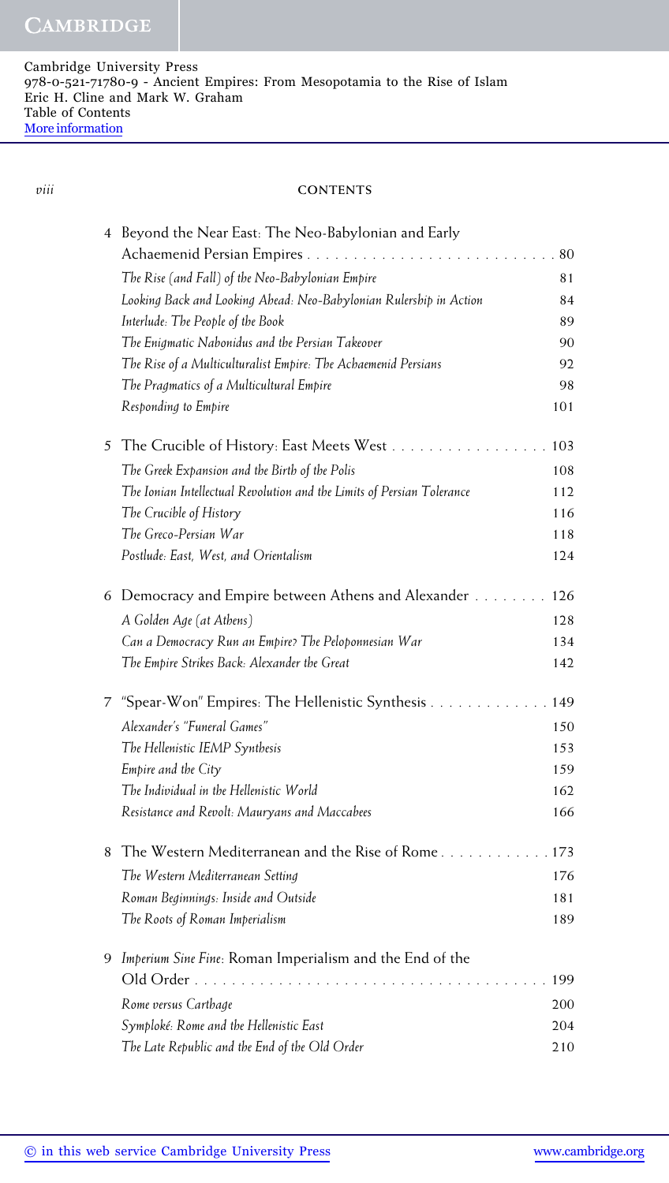**CONTENTS**

4 Beyond the Near East: The Neo-Babylonian and Early Achaemenid Persian Empires . . . 80

- *The Rise (and Fall) of the Neo-Babylonian Empire* 81
- *Looking Back and Looking Ahead: Neo-Babylonian Rulership in Action* 84
- *Interlude: The People of the Book* 89
- *The Enigmatic Nabonidus and the Persian Takeover* 90
- *The Rise of a Multiculturalist Empire: The Achaemenid Persians* 92
- *The Pragmatics of a Multicultural Empire* 98
- *Responding to Empire* 101

5 The Crucible of History: East Meets West . . . 103

- *The Greek Expansion and the Birth of the Polis* 108
- *The Ionian Intellectual Revolution and the Limits of Persian Tolerance* 112
- *The Crucible of History* 116
- *The Greco-Persian War* 118
- *Postlude: East, West, and Orientalism* 124

6 Democracy and Empire between Athens and Alexander . . . 126

- *A Golden Age (at Athens)* 128
- *Can a Democracy Run an Empire? The Peloponnesian War* 134
- *The Empire Strikes Back: Alexander the Great* 142

7 "Spear-Won" Empires: The Hellenistic Synthesis . . . 149

- *Alexander's "Funeral Games"* 150
- *The Hellenistic IEMP Synthesis* 153
- *Empire and the City* 159
- *The Individual in the Hellenistic World* 162
- *Resistance and Revolt: Mauryans and Maccabees* 166

8 The Western Mediterranean and the Rise of Rome . . . 173

- *The Western Mediterranean Setting* 176
- *Roman Beginnings: Inside and Outside* 181
- *The Roots of Roman Imperialism* 189

9 *Imperium Sine Fine*: Roman Imperialism and the End of the Old Order . . . 199

- *Rome versus Carthage* 200
- *Symploké: Rome and the Hellenistic East* 204
- *The Late Republic and the End of the Old Order* 210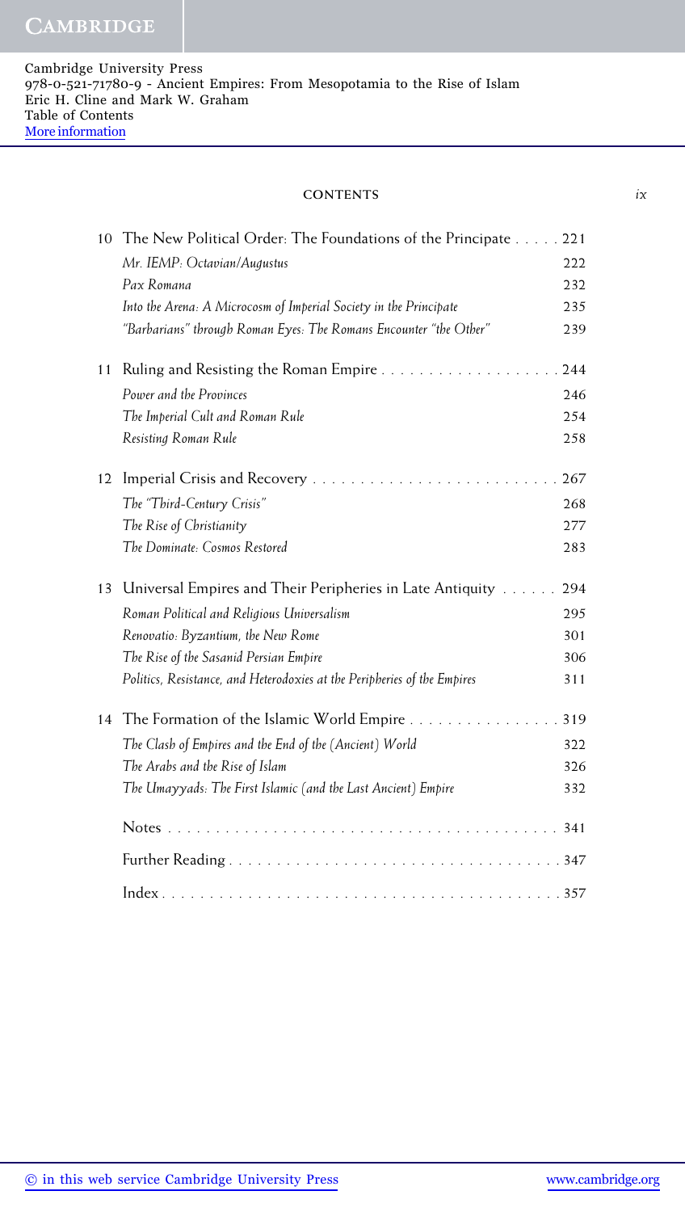Cambridge University Press
978-0-521-71780-9 - Ancient Empires: From Mesopotamia to the Rise of Islam
Eric H. Cline and Mark W. Graham
Table of Contents
More information

CONTENTS

10 The New Political Order: The Foundations of the Principate . . . . . 221
*Mr. IEMP: Octavian/Augustus* 222
*Pax Romana* 232
*Into the Arena: A Microcosm of Imperial Society in the Principate* 235
*"Barbarians" through Roman Eyes: The Romans Encounter "the Other"* 239

11 Ruling and Resisting the Roman Empire . . . . . . . . . . . . . . . . . . . 244
*Power and the Provinces* 246
*The Imperial Cult and Roman Rule* 254
*Resisting Roman Rule* 258

12 Imperial Crisis and Recovery . . . . . . . . . . . . . . . . . . . . . . . . . 267
*The "Third-Century Crisis"* 268
*The Rise of Christianity* 277
*The Dominate: Cosmos Restored* 283

13 Universal Empires and Their Peripheries in Late Antiquity . . . . . . 294
*Roman Political and Religious Universalism* 295
*Renovatio: Byzantium, the New Rome* 301
*The Rise of the Sasanid Persian Empire* 306
*Politics, Resistance, and Heterodoxies at the Peripheries of the Empires* 311

14 The Formation of the Islamic World Empire . . . . . . . . . . . . . . . . 319
*The Clash of Empires and the End of the (Ancient) World* 322
*The Arabs and the Rise of Islam* 326
*The Umayyads: The First Islamic (and the Last Ancient) Empire* 332

Notes . . . . . . . . . . . . . . . . . . . . . . . . . . . . . . . . . . . . . . . . 341

Further Reading . . . . . . . . . . . . . . . . . . . . . . . . . . . . . . . . . . 347

Index . . . . . . . . . . . . . . . . . . . . . . . . . . . . . . . . . . . . . . . . 357

© in this web service Cambridge University Press www.cambridge.org